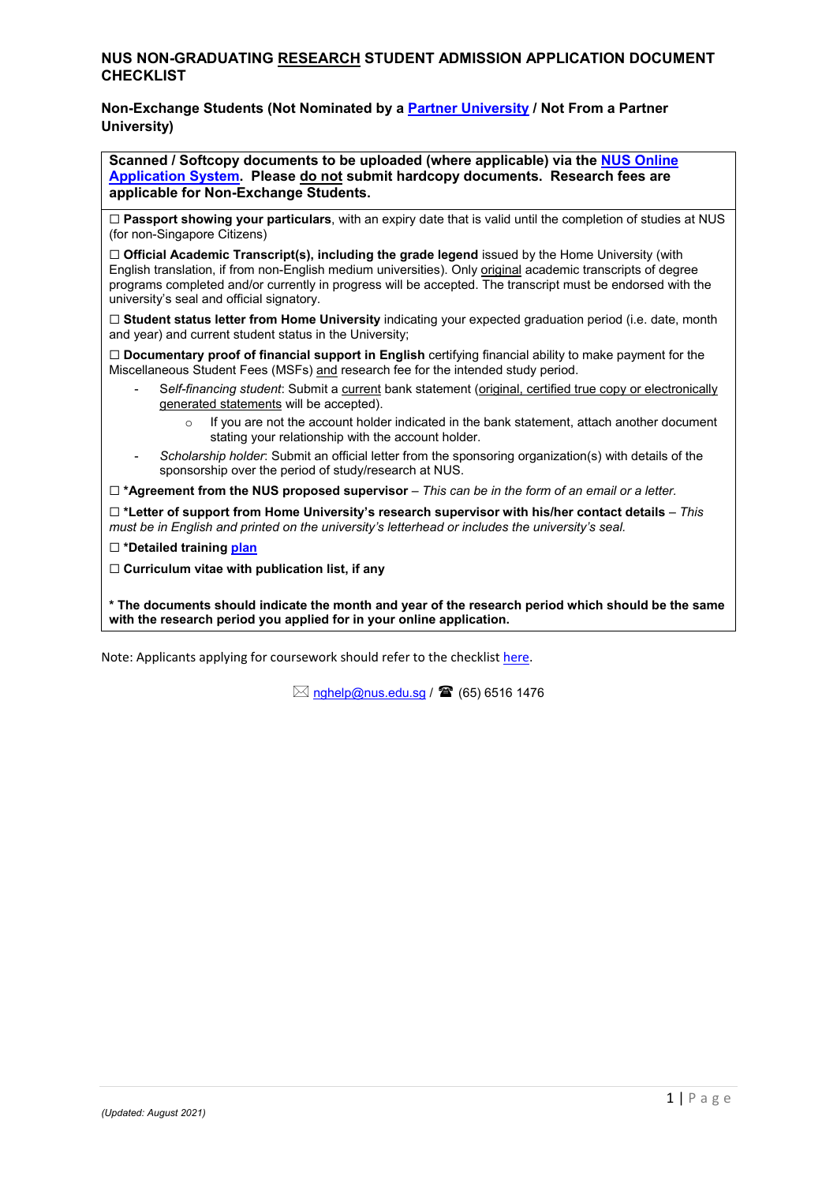# NUS NON-GRADUATING RESEARCH STUDENT ADMISSION APPLICATION DOCUMENT CHECKLIST

## Non-Exchange Students (Not Nominated by a Partner University / Not From a Partner University)

**Scanned / Softcopy documents to be uploaded (where applicable) via the NUS Online Application System. Please do not submit hardcopy documents. Research fees are applicable for Non-Exchange Students.**

☐ **Passport showing your particulars**, with an expiry date that is valid until the completion of studies at NUS (for non-Singapore Citizens)

☐ **Official Academic Transcript(s), including the grade legend** issued by the Home University (with English translation, if from non-English medium universities). Only original academic transcripts of degree programs completed and/or currently in progress will be accepted. The transcript must be endorsed with the university's seal and official signatory.

☐ **Student status letter from Home University** indicating your expected graduation period (i.e. date, month and year) and current student status in the University;

☐ **Documentary proof of financial support in English** certifying financial ability to make payment for the Miscellaneous Student Fees (MSFs) and research fee for the intended study period.

- *Self-financing student*: Submit a current bank statement (original, certified true copy or electronically generated statements will be accepted).
  - If you are not the account holder indicated in the bank statement, attach another document stating your relationship with the account holder.
- *Scholarship holder*: Submit an official letter from the sponsoring organization(s) with details of the sponsorship over the period of study/research at NUS.

☐ ***Agreement from the NUS proposed supervisor** – *This can be in the form of an email or a letter.*

☐ ***Letter of support from Home University's research supervisor with his/her contact details** – *This must be in English and printed on the university's letterhead or includes the university's seal.*

☐ ***Detailed training plan**

☐ **Curriculum vitae with publication list, if any**

**\* The documents should indicate the month and year of the research period which should be the same with the research period you applied for in your online application.**

Note: Applicants applying for coursework should refer to the checklist here.

✉ nghelp@nus.edu.sg / ☎ (65) 6516 1476

*(Updated: August 2021)*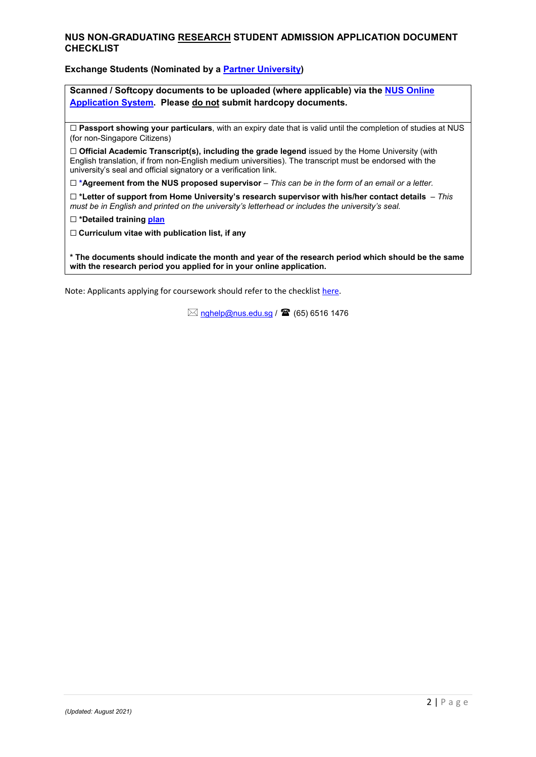## NUS NON-GRADUATING RESEARCH STUDENT ADMISSION APPLICATION DOCUMENT CHECKLIST

**Exchange Students (Nominated by a Partner University)**

**Scanned / Softcopy documents to be uploaded (where applicable) via the NUS Online Application System. Please do not submit hardcopy documents.**

☐ **Passport showing your particulars**, with an expiry date that is valid until the completion of studies at NUS (for non-Singapore Citizens)

☐ **Official Academic Transcript(s), including the grade legend** issued by the Home University (with English translation, if from non-English medium universities). The transcript must be endorsed with the university's seal and official signatory or a verification link.

☐ ***Agreement from the NUS proposed supervisor** – *This can be in the form of an email or a letter.*

☐ ***Letter of support from Home University's research supervisor with his/her contact details** – *This must be in English and printed on the university's letterhead or includes the university's seal.*

☐ ***Detailed training plan**

☐ **Curriculum vitae with publication list, if any**

*** The documents should indicate the month and year of the research period which should be the same with the research period you applied for in your online application.**

Note: Applicants applying for coursework should refer to the checklist here.

✉ nghelp@nus.edu.sg / ☎ (65) 6516 1476

*(Updated: August 2021)*